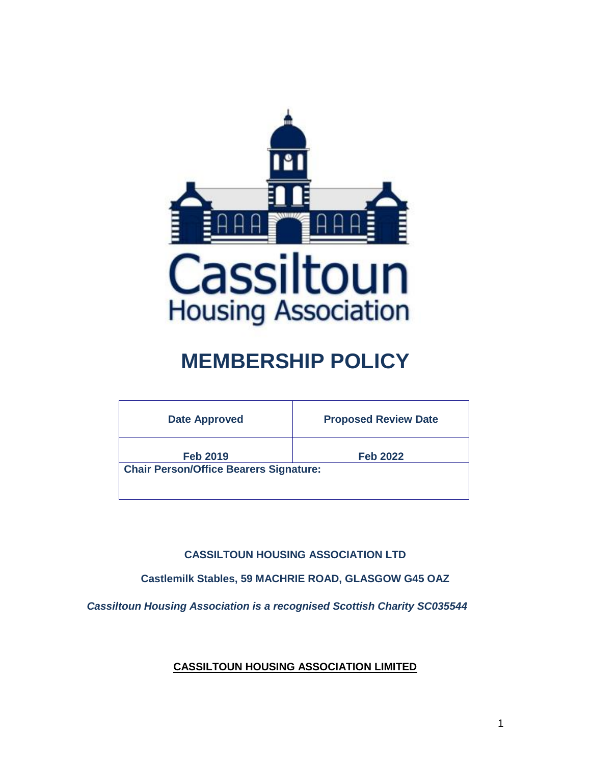Cassiltoun
Housing Association

# MEMBERSHIP POLICY

| Date Approved | Proposed Review Date |
|---|---|
| Feb 2019 | Feb 2022 |
| **Chair Person/Office Bearers Signature:** | |

**CASSILTOUN HOUSING ASSOCIATION LTD**

**Castlemilk Stables, 59 MACHRIE ROAD, GLASGOW G45 OAZ**

***Cassiltoun Housing Association is a recognised Scottish Charity SC035544***

**CASSILTOUN HOUSING ASSOCIATION LIMITED**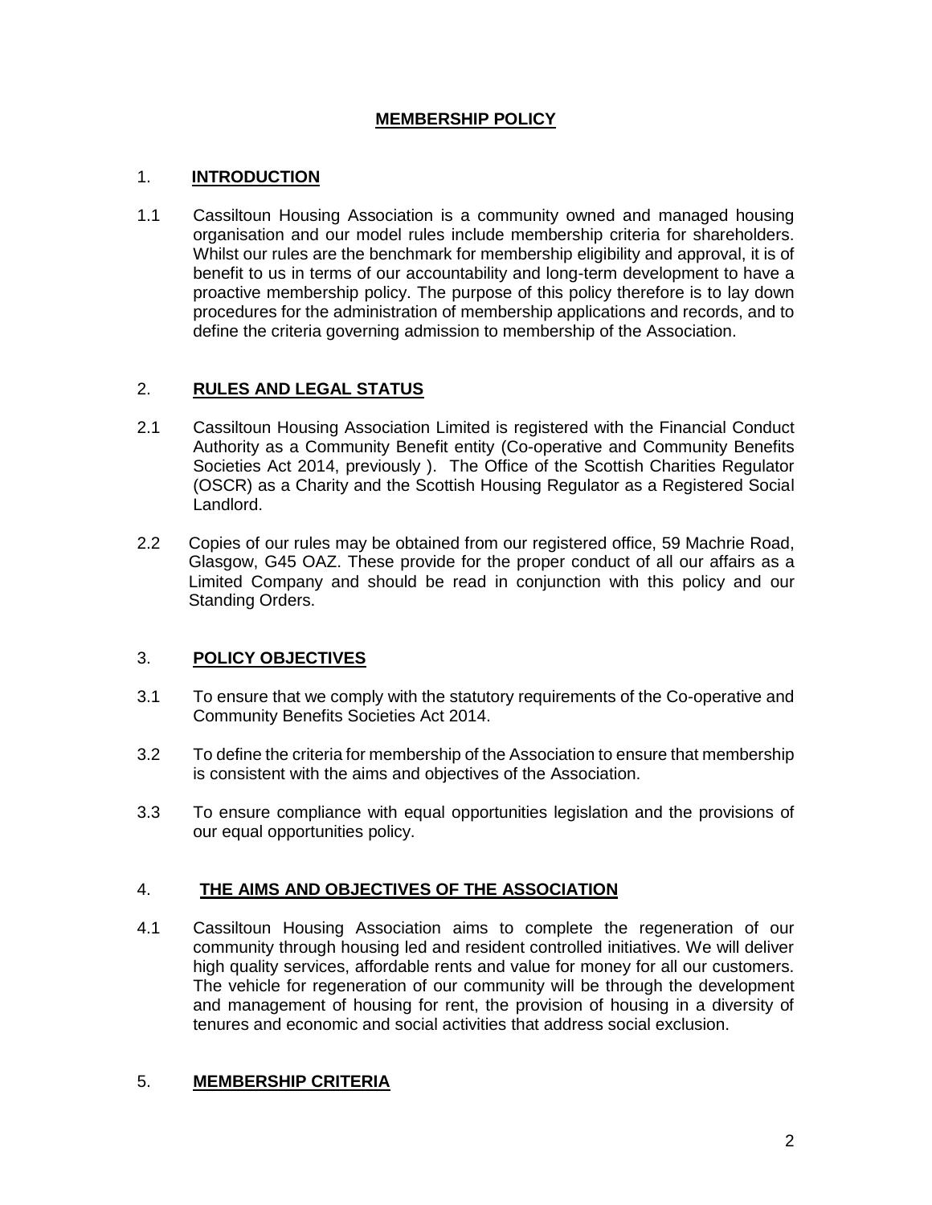# MEMBERSHIP POLICY

## 1. INTRODUCTION

1.1 Cassiltoun Housing Association is a community owned and managed housing organisation and our model rules include membership criteria for shareholders. Whilst our rules are the benchmark for membership eligibility and approval, it is of benefit to us in terms of our accountability and long-term development to have a proactive membership policy. The purpose of this policy therefore is to lay down procedures for the administration of membership applications and records, and to define the criteria governing admission to membership of the Association.

## 2. RULES AND LEGAL STATUS

2.1 Cassiltoun Housing Association Limited is registered with the Financial Conduct Authority as a Community Benefit entity (Co-operative and Community Benefits Societies Act 2014, previously ). The Office of the Scottish Charities Regulator (OSCR) as a Charity and the Scottish Housing Regulator as a Registered Social Landlord.

2.2 Copies of our rules may be obtained from our registered office, 59 Machrie Road, Glasgow, G45 OAZ. These provide for the proper conduct of all our affairs as a Limited Company and should be read in conjunction with this policy and our Standing Orders.

## 3. POLICY OBJECTIVES

3.1 To ensure that we comply with the statutory requirements of the Co-operative and Community Benefits Societies Act 2014.

3.2 To define the criteria for membership of the Association to ensure that membership is consistent with the aims and objectives of the Association.

3.3 To ensure compliance with equal opportunities legislation and the provisions of our equal opportunities policy.

## 4. THE AIMS AND OBJECTIVES OF THE ASSOCIATION

4.1 Cassiltoun Housing Association aims to complete the regeneration of our community through housing led and resident controlled initiatives. We will deliver high quality services, affordable rents and value for money for all our customers. The vehicle for regeneration of our community will be through the development and management of housing for rent, the provision of housing in a diversity of tenures and economic and social activities that address social exclusion.

## 5. MEMBERSHIP CRITERIA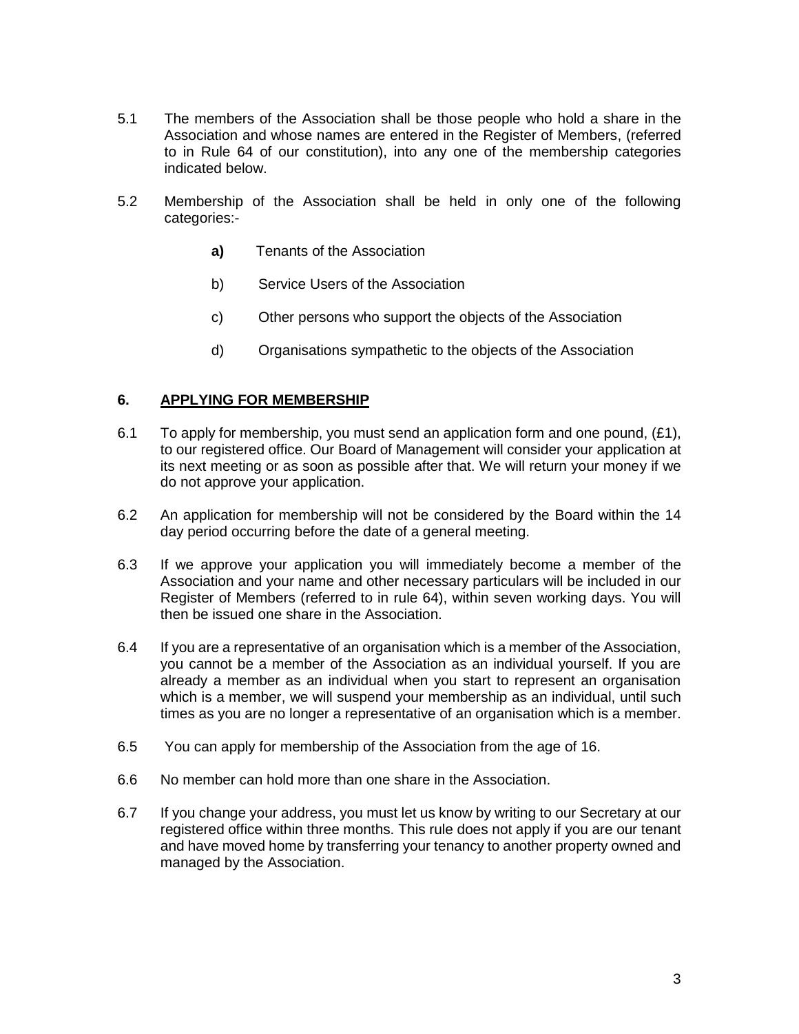5.1 The members of the Association shall be those people who hold a share in the Association and whose names are entered in the Register of Members, (referred to in Rule 64 of our constitution), into any one of the membership categories indicated below.

5.2 Membership of the Association shall be held in only one of the following categories:-

- **a)** Tenants of the Association
- b) Service Users of the Association
- c) Other persons who support the objects of the Association
- d) Organisations sympathetic to the objects of the Association

## 6. APPLYING FOR MEMBERSHIP

6.1 To apply for membership, you must send an application form and one pound, (£1), to our registered office. Our Board of Management will consider your application at its next meeting or as soon as possible after that. We will return your money if we do not approve your application.

6.2 An application for membership will not be considered by the Board within the 14 day period occurring before the date of a general meeting.

6.3 If we approve your application you will immediately become a member of the Association and your name and other necessary particulars will be included in our Register of Members (referred to in rule 64), within seven working days. You will then be issued one share in the Association.

6.4 If you are a representative of an organisation which is a member of the Association, you cannot be a member of the Association as an individual yourself. If you are already a member as an individual when you start to represent an organisation which is a member, we will suspend your membership as an individual, until such times as you are no longer a representative of an organisation which is a member.

6.5 You can apply for membership of the Association from the age of 16.

6.6 No member can hold more than one share in the Association.

6.7 If you change your address, you must let us know by writing to our Secretary at our registered office within three months. This rule does not apply if you are our tenant and have moved home by transferring your tenancy to another property owned and managed by the Association.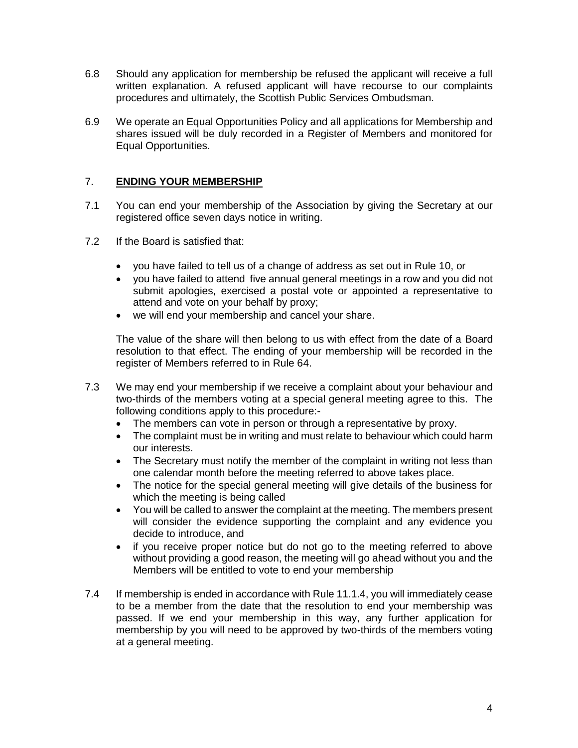6.8 Should any application for membership be refused the applicant will receive a full written explanation. A refused applicant will have recourse to our complaints procedures and ultimately, the Scottish Public Services Ombudsman.

6.9 We operate an Equal Opportunities Policy and all applications for Membership and shares issued will be duly recorded in a Register of Members and monitored for Equal Opportunities.

## 7. **ENDING YOUR MEMBERSHIP**

7.1 You can end your membership of the Association by giving the Secretary at our registered office seven days notice in writing.

7.2 If the Board is satisfied that:

- you have failed to tell us of a change of address as set out in Rule 10, or
- you have failed to attend five annual general meetings in a row and you did not submit apologies, exercised a postal vote or appointed a representative to attend and vote on your behalf by proxy;
- we will end your membership and cancel your share.

The value of the share will then belong to us with effect from the date of a Board resolution to that effect. The ending of your membership will be recorded in the register of Members referred to in Rule 64.

7.3 We may end your membership if we receive a complaint about your behaviour and two-thirds of the members voting at a special general meeting agree to this. The following conditions apply to this procedure:-

- The members can vote in person or through a representative by proxy.
- The complaint must be in writing and must relate to behaviour which could harm our interests.
- The Secretary must notify the member of the complaint in writing not less than one calendar month before the meeting referred to above takes place.
- The notice for the special general meeting will give details of the business for which the meeting is being called
- You will be called to answer the complaint at the meeting. The members present will consider the evidence supporting the complaint and any evidence you decide to introduce, and
- if you receive proper notice but do not go to the meeting referred to above without providing a good reason, the meeting will go ahead without you and the Members will be entitled to vote to end your membership

7.4 If membership is ended in accordance with Rule 11.1.4, you will immediately cease to be a member from the date that the resolution to end your membership was passed. If we end your membership in this way, any further application for membership by you will need to be approved by two-thirds of the members voting at a general meeting.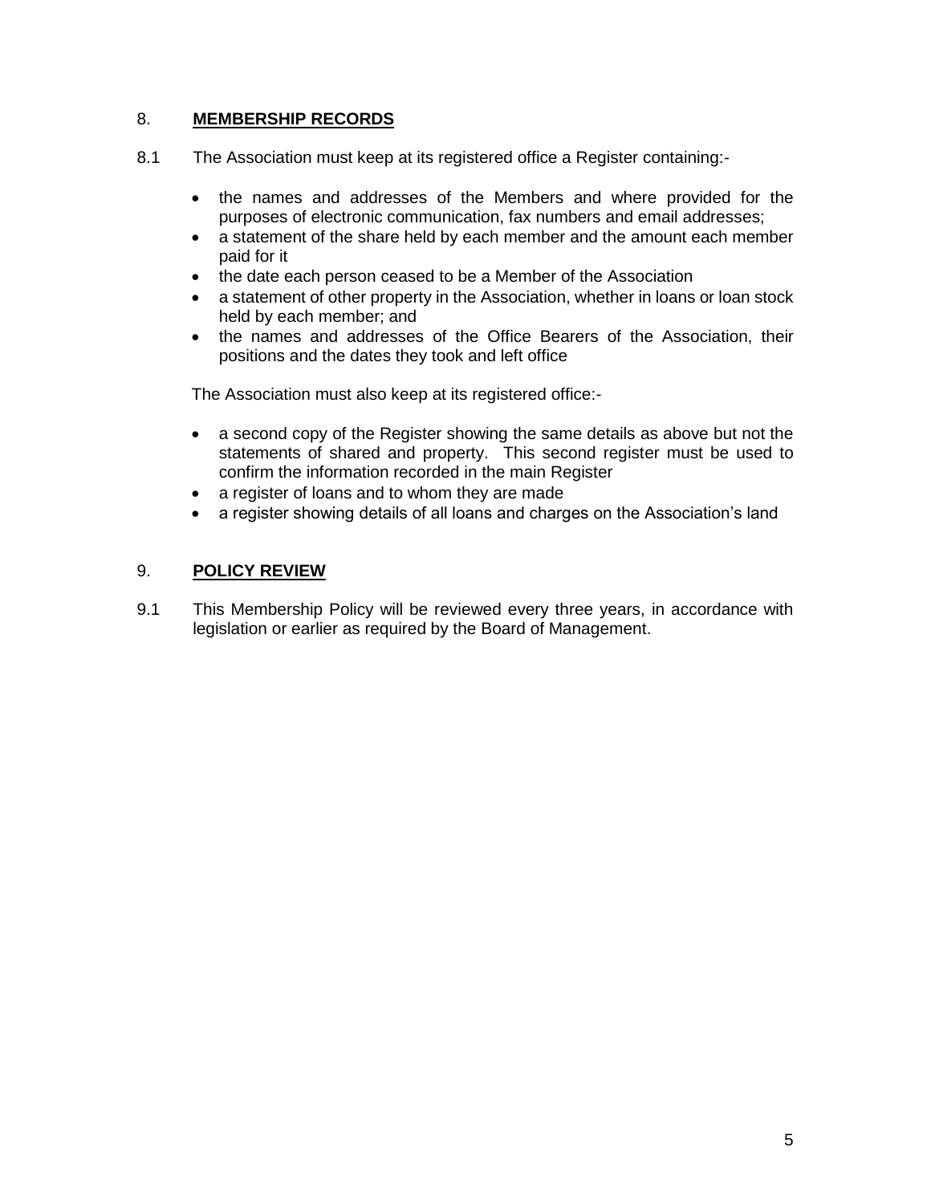## 8. **MEMBERSHIP RECORDS**

8.1 The Association must keep at its registered office a Register containing:-

- the names and addresses of the Members and where provided for the purposes of electronic communication, fax numbers and email addresses;
- a statement of the share held by each member and the amount each member paid for it
- the date each person ceased to be a Member of the Association
- a statement of other property in the Association, whether in loans or loan stock held by each member; and
- the names and addresses of the Office Bearers of the Association, their positions and the dates they took and left office

The Association must also keep at its registered office:-

- a second copy of the Register showing the same details as above but not the statements of shared and property. This second register must be used to confirm the information recorded in the main Register
- a register of loans and to whom they are made
- a register showing details of all loans and charges on the Association's land

## 9. **POLICY REVIEW**

9.1 This Membership Policy will be reviewed every three years, in accordance with legislation or earlier as required by the Board of Management.